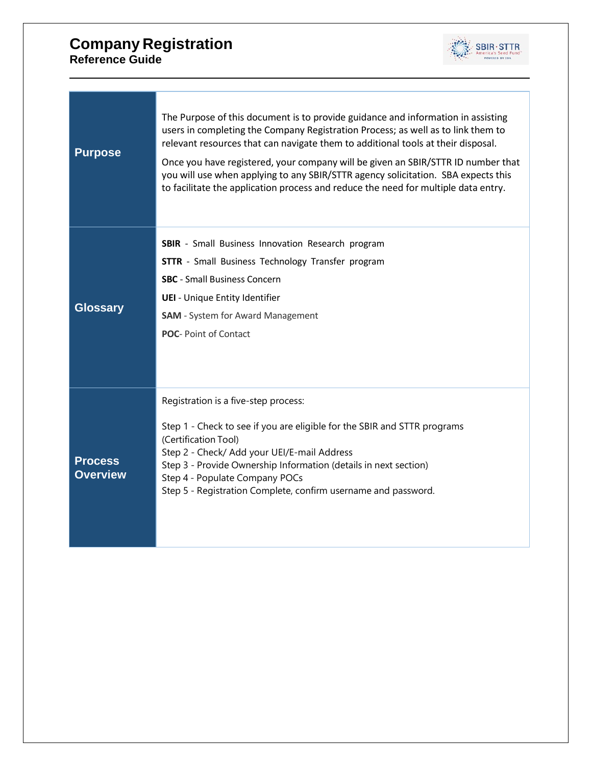# Company Registration

**Reference Guide**

## Purpose

The Purpose of this document is to provide guidance and information in assisting users in completing the Company Registration Process; as well as to link them to relevant resources that can navigate them to additional tools at their disposal.

Once you have registered, your company will be given an SBIR/STTR ID number that you will use when applying to any SBIR/STTR agency solicitation. SBA expects this to facilitate the application process and reduce the need for multiple data entry.

## Glossary

**SBIR** - Small Business Innovation Research program

**STTR** - Small Business Technology Transfer program

**SBC** - Small Business Concern

**UEI** - Unique Entity Identifier

**SAM** - System for Award Management

**POC**- Point of Contact

## Process Overview

Registration is a five-step process:

Step 1 - Check to see if you are eligible for the SBIR and STTR programs (Certification Tool)
Step 2 - Check/ Add your UEI/E-mail Address
Step 3 - Provide Ownership Information (details in next section)
Step 4 - Populate Company POCs
Step 5 - Registration Complete, confirm username and password.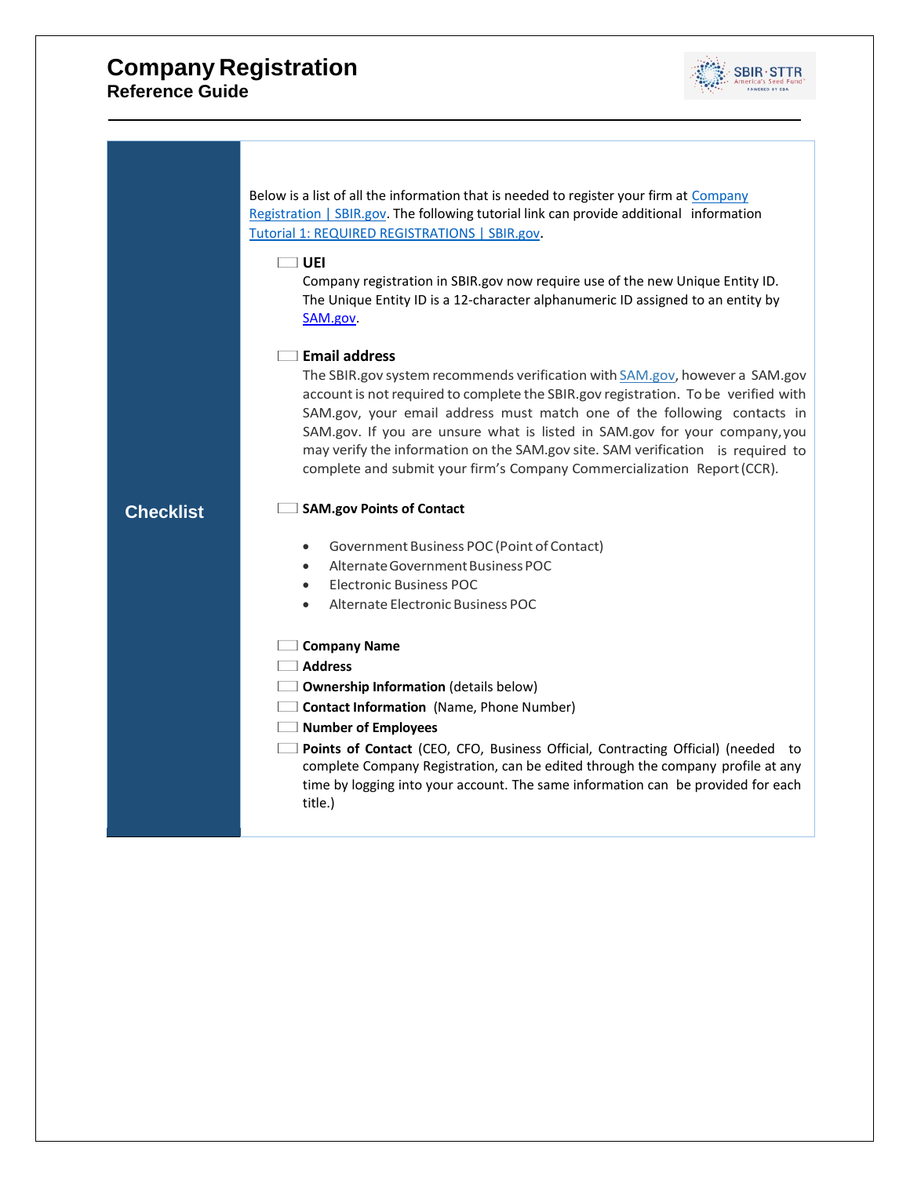# Company Registration
## Reference Guide

### Checklist

Below is a list of all the information that is needed to register your firm at Company Registration | SBIR.gov. The following tutorial link can provide additional information Tutorial 1: REQUIRED REGISTRATIONS | SBIR.gov.

- [ ] **UEI**
  Company registration in SBIR.gov now require use of the new Unique Entity ID. The Unique Entity ID is a 12-character alphanumeric ID assigned to an entity by SAM.gov.

- [ ] **Email address**
  The SBIR.gov system recommends verification with SAM.gov, however a SAM.gov account is not required to complete the SBIR.gov registration. To be verified with SAM.gov, your email address must match one of the following contacts in SAM.gov. If you are unsure what is listed in SAM.gov for your company, you may verify the information on the SAM.gov site. SAM verification is required to complete and submit your firm's Company Commercialization Report (CCR).

- [ ] **SAM.gov Points of Contact**
  - Government Business POC (Point of Contact)
  - Alternate Government Business POC
  - Electronic Business POC
  - Alternate Electronic Business POC

- [ ] **Company Name**
- [ ] **Address**
- [ ] **Ownership Information** (details below)
- [ ] **Contact Information** (Name, Phone Number)
- [ ] **Number of Employees**
- [ ] **Points of Contact** (CEO, CFO, Business Official, Contracting Official) (needed to complete Company Registration, can be edited through the company profile at any time by logging into your account. The same information can be provided for each title.)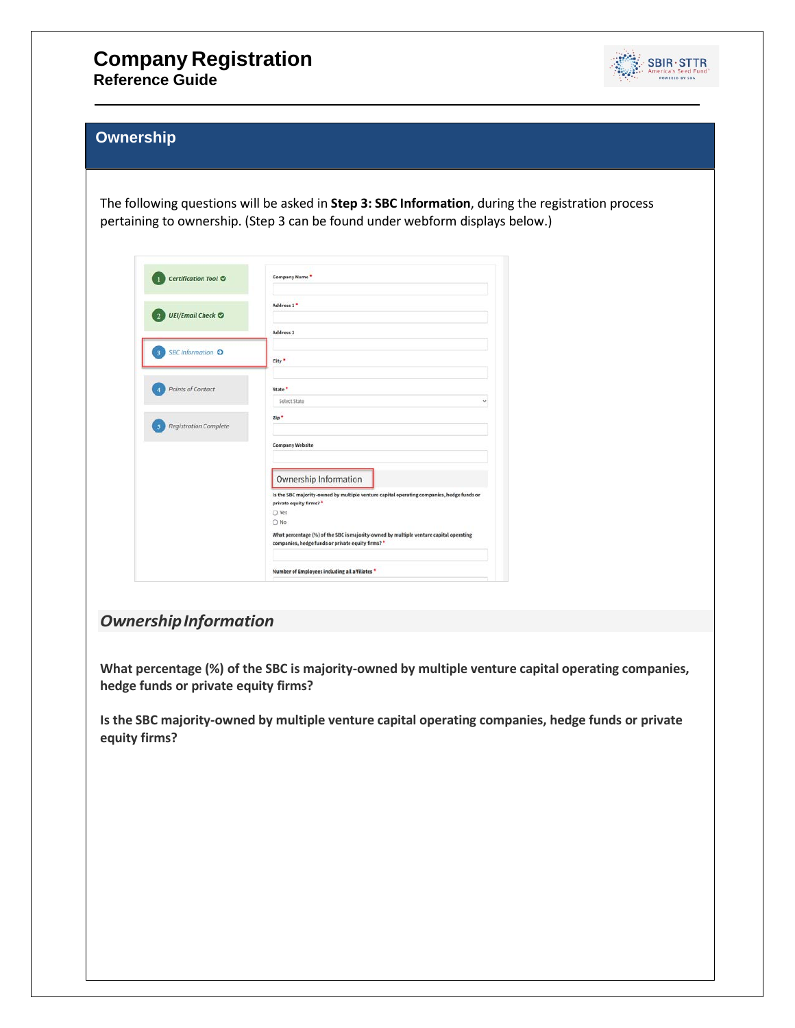## Ownership

The following questions will be asked in **Step 3: SBC Information**, during the registration process pertaining to ownership. (Step 3 can be found under webform displays below.)

### *Ownership Information*

**What percentage (%) of the SBC is majority-owned by multiple venture capital operating companies, hedge funds or private equity firms?**

**Is the SBC majority-owned by multiple venture capital operating companies, hedge funds or private equity firms?**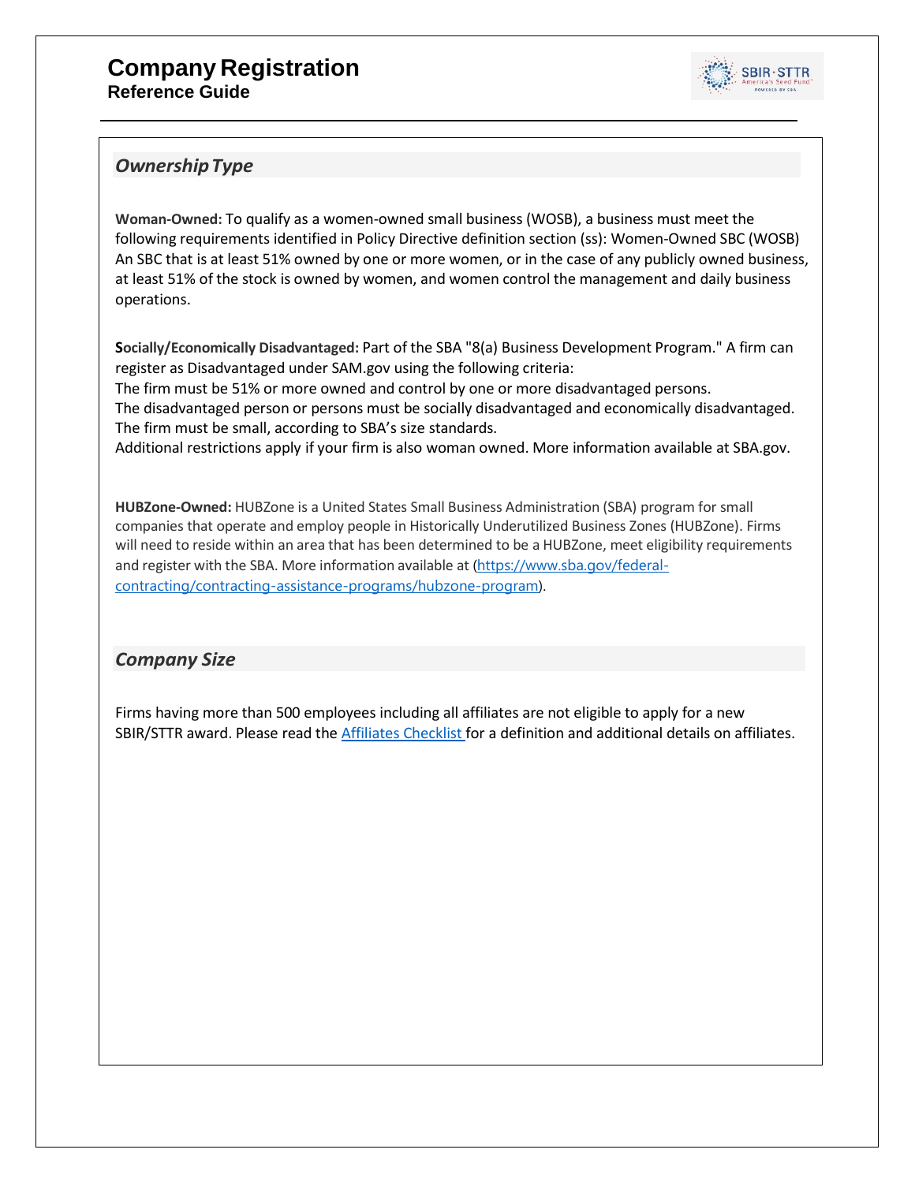# Company Registration
**Reference Guide**

## *Ownership Type*

**Woman-Owned:** To qualify as a women-owned small business (WOSB), a business must meet the following requirements identified in Policy Directive definition section (ss): Women-Owned SBC (WOSB) An SBC that is at least 51% owned by one or more women, or in the case of any publicly owned business, at least 51% of the stock is owned by women, and women control the management and daily business operations.

**Socially/Economically Disadvantaged:** Part of the SBA "8(a) Business Development Program." A firm can register as Disadvantaged under SAM.gov using the following criteria:
The firm must be 51% or more owned and control by one or more disadvantaged persons.
The disadvantaged person or persons must be socially disadvantaged and economically disadvantaged.
The firm must be small, according to SBA's size standards.
Additional restrictions apply if your firm is also woman owned. More information available at SBA.gov.

**HUBZone-Owned:** HUBZone is a United States Small Business Administration (SBA) program for small companies that operate and employ people in Historically Underutilized Business Zones (HUBZone). Firms will need to reside within an area that has been determined to be a HUBZone, meet eligibility requirements and register with the SBA. More information available at (https://www.sba.gov/federal-contracting/contracting-assistance-programs/hubzone-program).

## *Company Size*

Firms having more than 500 employees including all affiliates are not eligible to apply for a new SBIR/STTR award. Please read the Affiliates Checklist for a definition and additional details on affiliates.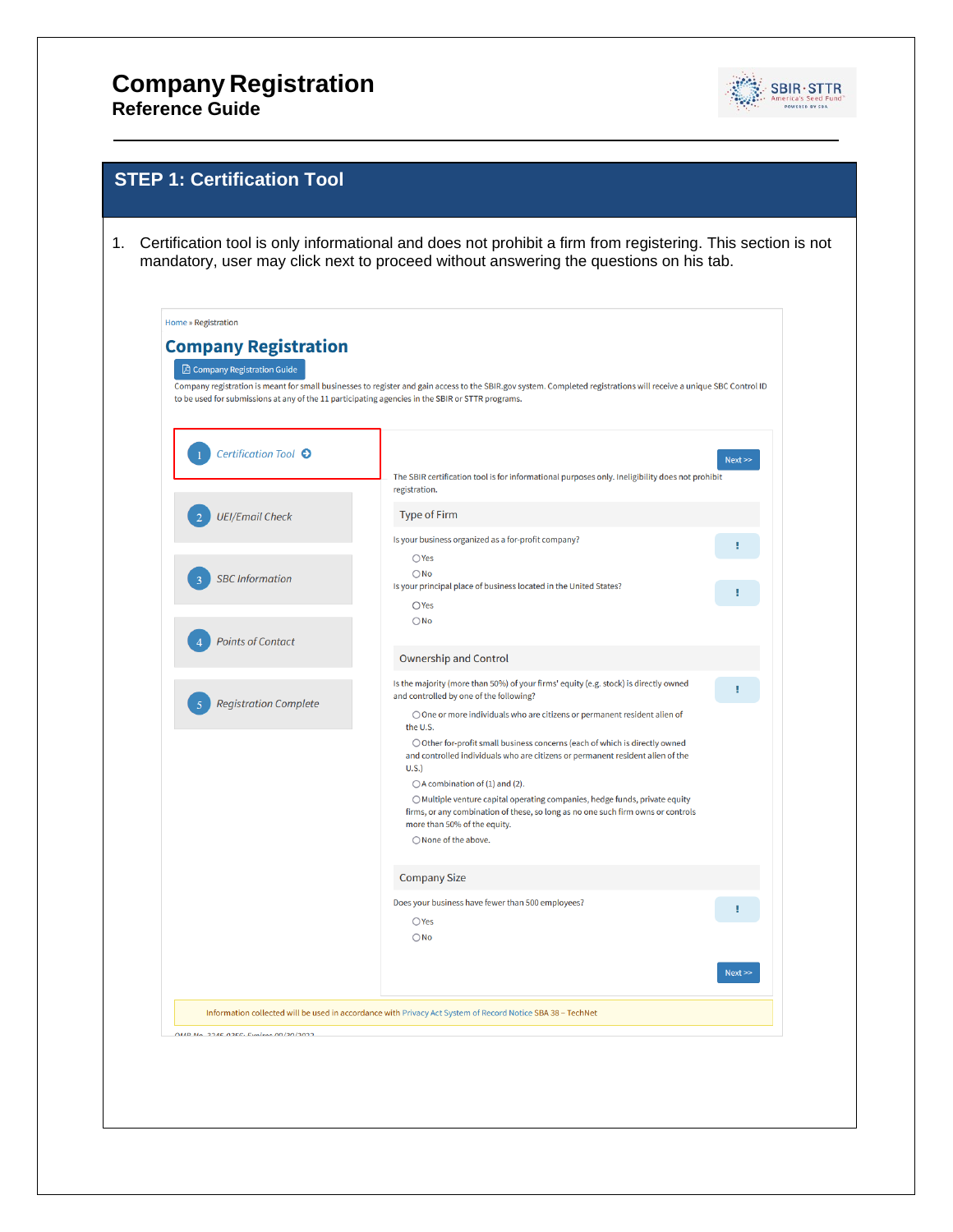# Company Registration
**Reference Guide**

## STEP 1: Certification Tool

1. Certification tool is only informational and does not prohibit a firm from registering. This section is not mandatory, user may click next to proceed without answering the questions on his tab.

Home » Registration

## Company Registration

Company Registration Guide

Company registration is meant for small businesses to register and gain access to the SBIR.gov system. Completed registrations will receive a unique SBC Control ID to be used for submissions at any of the 11 participating agencies in the SBIR or STTR programs.

1 Certification Tool

2 UEI/Email Check

3 SBC Information

4 Points of Contact

5 Registration Complete

Next >>

The SBIR certification tool is for informational purposes only. Ineligibility does not prohibit registration.

**Type of Firm**

Is your business organized as a for-profit company?

- Yes
- No

Is your principal place of business located in the United States?

- Yes
- No

**Ownership and Control**

Is the majority (more than 50%) of your firms' equity (e.g. stock) is directly owned and controlled by one of the following?

- One or more individuals who are citizens or permanent resident alien of the U.S.
- Other for-profit small business concerns (each of which is directly owned and controlled individuals who are citizens or permanent resident alien of the U.S.)
- A combination of (1) and (2).
- Multiple venture capital operating companies, hedge funds, private equity firms, or any combination of these, so long as no one such firm owns or controls more than 50% of the equity.
- None of the above.

**Company Size**

Does your business have fewer than 500 employees?

- Yes
- No

Next >>

Information collected will be used in accordance with Privacy Act System of Record Notice SBA 38 – TechNet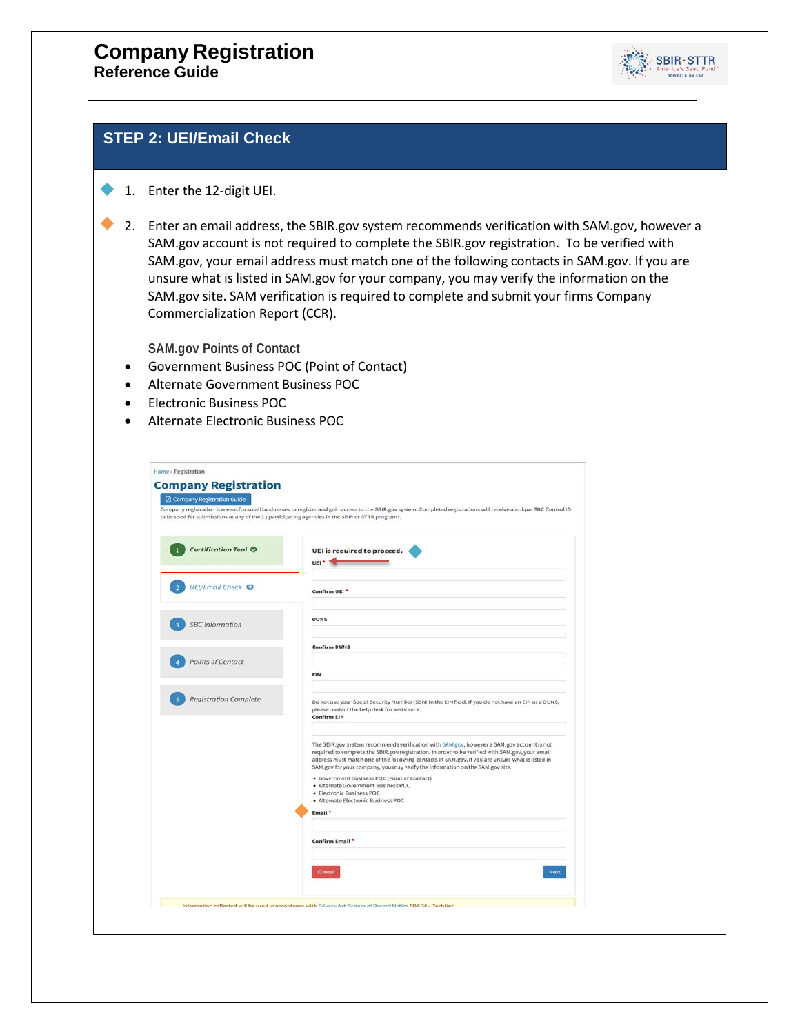## STEP 2: UEI/Email Check

1. Enter the 12-digit UEI.

2. Enter an email address, the SBIR.gov system recommends verification with SAM.gov, however a SAM.gov account is not required to complete the SBIR.gov registration. To be verified with SAM.gov, your email address must match one of the following contacts in SAM.gov. If you are unsure what is listed in SAM.gov for your company, you may verify the information on the SAM.gov site. SAM verification is required to complete and submit your firms Company Commercialization Report (CCR).

   **SAM.gov Points of Contact**

- Government Business POC (Point of Contact)
- Alternate Government Business POC
- Electronic Business POC
- Alternate Electronic Business POC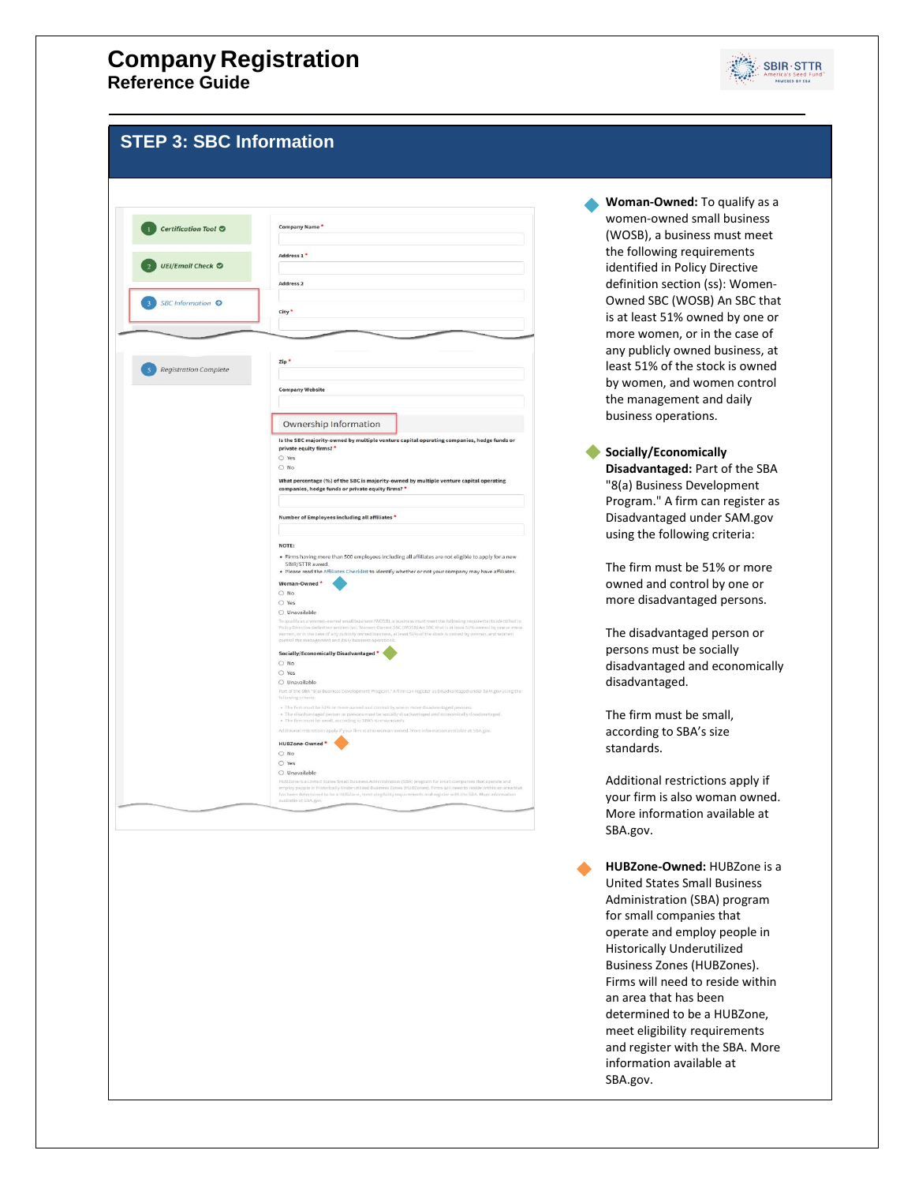## STEP 3: SBC Information

**Woman-Owned:** To qualify as a women-owned small business (WOSB), a business must meet the following requirements identified in Policy Directive definition section (ss): Women-Owned SBC (WOSB) An SBC that is at least 51% owned by one or more women, or in the case of any publicly owned business, at least 51% of the stock is owned by women, and women control the management and daily business operations.

**Socially/Economically Disadvantaged:** Part of the SBA "8(a) Business Development Program." A firm can register as Disadvantaged under SAM.gov using the following criteria:

The firm must be 51% or more owned and control by one or more disadvantaged persons.

The disadvantaged person or persons must be socially disadvantaged and economically disadvantaged.

The firm must be small, according to SBA's size standards.

Additional restrictions apply if your firm is also woman owned. More information available at SBA.gov.

**HUBZone-Owned:** HUBZone is a United States Small Business Administration (SBA) program for small companies that operate and employ people in Historically Underutilized Business Zones (HUBZones). Firms will need to reside within an area that has been determined to be a HUBZone, meet eligibility requirements and register with the SBA. More information available at SBA.gov.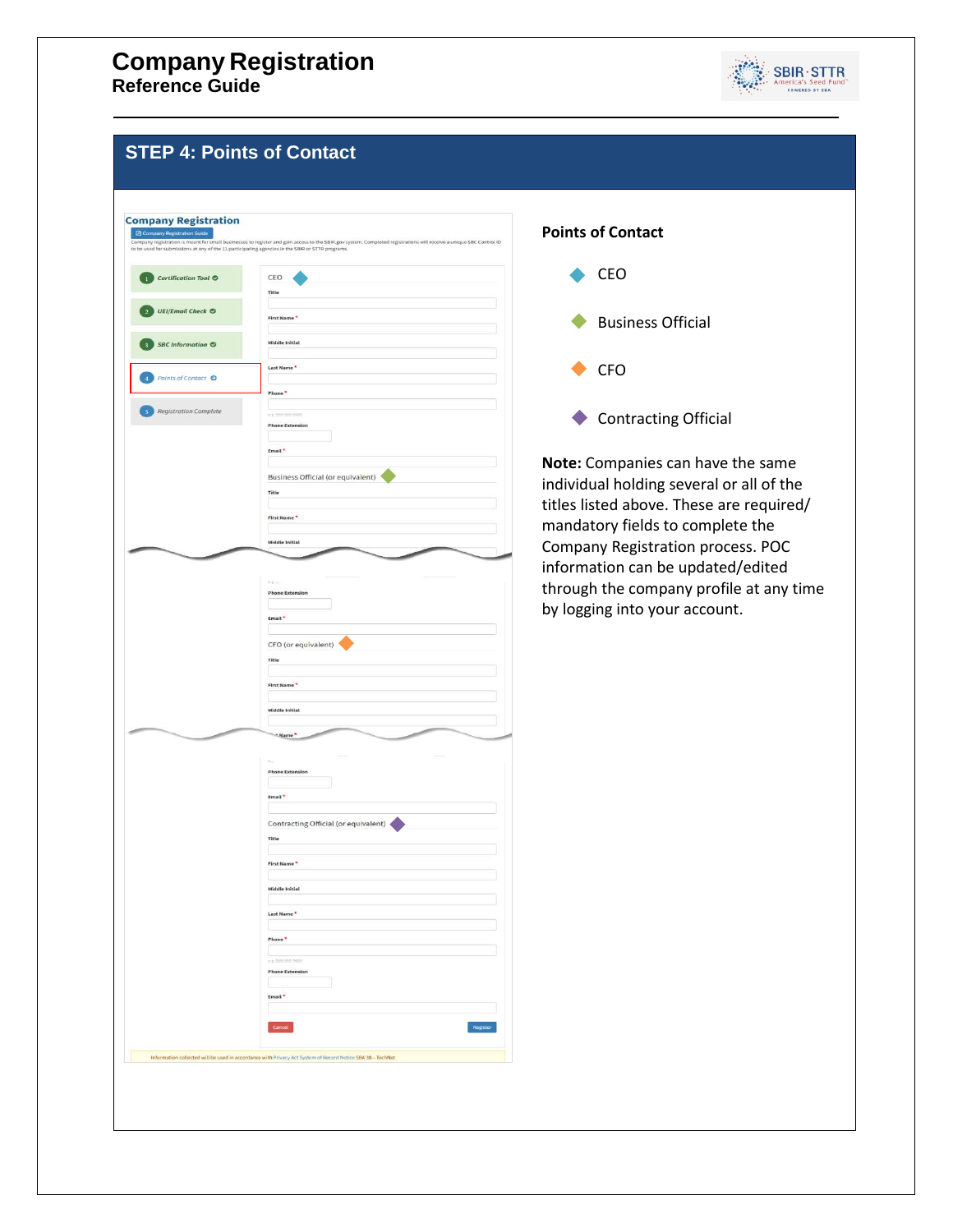# STEP 4: Points of Contact

**Points of Contact**

- CEO
- Business Official
- CFO
- Contracting Official

**Note:** Companies can have the same individual holding several or all of the titles listed above. These are required/ mandatory fields to complete the Company Registration process. POC information can be updated/edited through the company profile at any time by logging into your account.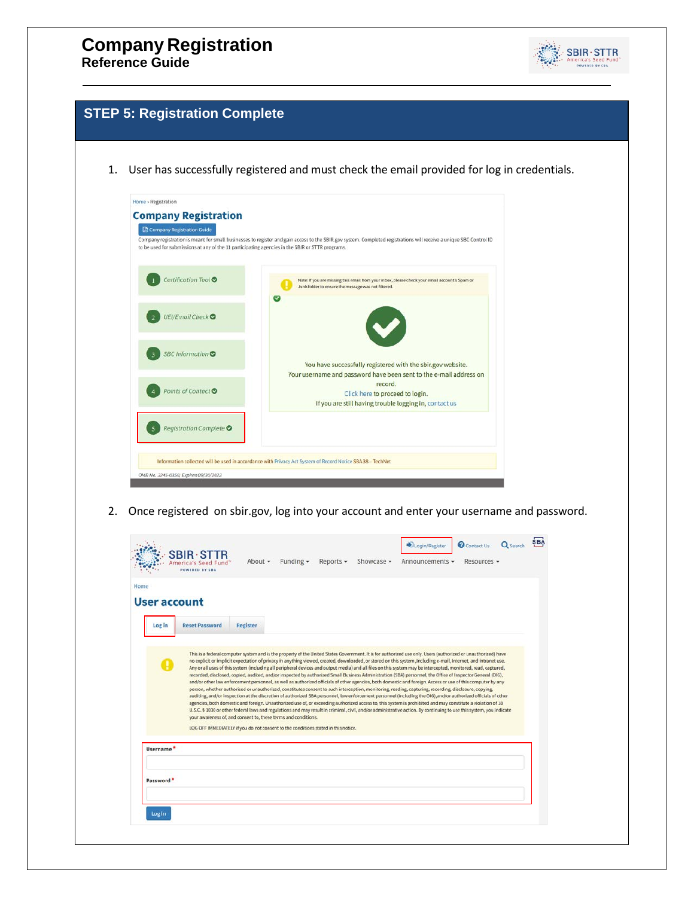## STEP 5: Registration Complete

1. User has successfully registered and must check the email provided for log in credentials.

Home › Registration

**Company Registration**

Company Registration Guide

Company registration is meant for small businesses to register and gain access to the SBIR.gov system. Completed registrations will receive a unique SBC Control ID to be used for submissions at any of the 11 participating agencies in the SBIR or STTR programs.

1 Certification Tool
2 UEI/Email Check
3 SBC Information
4 Points of Contact
5 Registration Complete

Note: If you are missing this email from your inbox, please check your email account's Spam or Junk folder to ensure the message was not filtered.

You have successfully registered with the sbir.gov website.
Your username and password have been sent to the e-mail address on record.
Click here to proceed to login.
If you are still having trouble logging in, contact us

Information collected will be used in accordance with Privacy Act System of Record Notice SBA38 – TechNet

OMB No. 3245-0356; Expires 09/30/2022

2. Once registered on sbir.gov, log into your account and enter your username and password.

SBIR · STTR America's Seed Fund POWERED BY SBA

Login/Register | Contact Us | Search

About | Funding | Reports | Showcase | Announcements | Resources

Home

**User account**

Log in | Reset Password | Register

This is a federal computer system and is the property of the United States Government. It is for authorized use only. Users (authorized or unauthorized) have no explicit or implicit expectation of privacy in anything viewed, created, downloaded, or stored on this system, including e-mail, Internet, and Intranet use. Any or all uses of this system (including all peripheral devices and output media) and all files on this system may be intercepted, monitored, read, captured, recorded, disclosed, copied, audited, and/or inspected by authorized Small Business Administration (SBA) personnel, the Office of Inspector General (OIG), and/or other law enforcement personnel, as well as authorized officials of other agencies, both domestic and foreign. Access or use of this computer by any person, whether authorized or unauthorized, constitutes consent to such interception, monitoring, reading, capturing, recording, disclosure, copying, auditing, and/or inspection at the discretion of authorized SBA personnel, law enforcement personnel (including the OIG), and/or authorized officials of other agencies, both domestic and foreign. Unauthorized use of, or exceeding authorized access to, this system is prohibited and may constitute a violation of 18 U.S.C. § 1030 or other federal laws and regulations and may result in criminal, civil, and/or administrative action. By continuing to use this system, you indicate your awareness of, and consent to, these terms and conditions.

LOG OFF IMMEDIATELY if you do not consent to the conditions stated in this notice.

Username *

Password *

Log in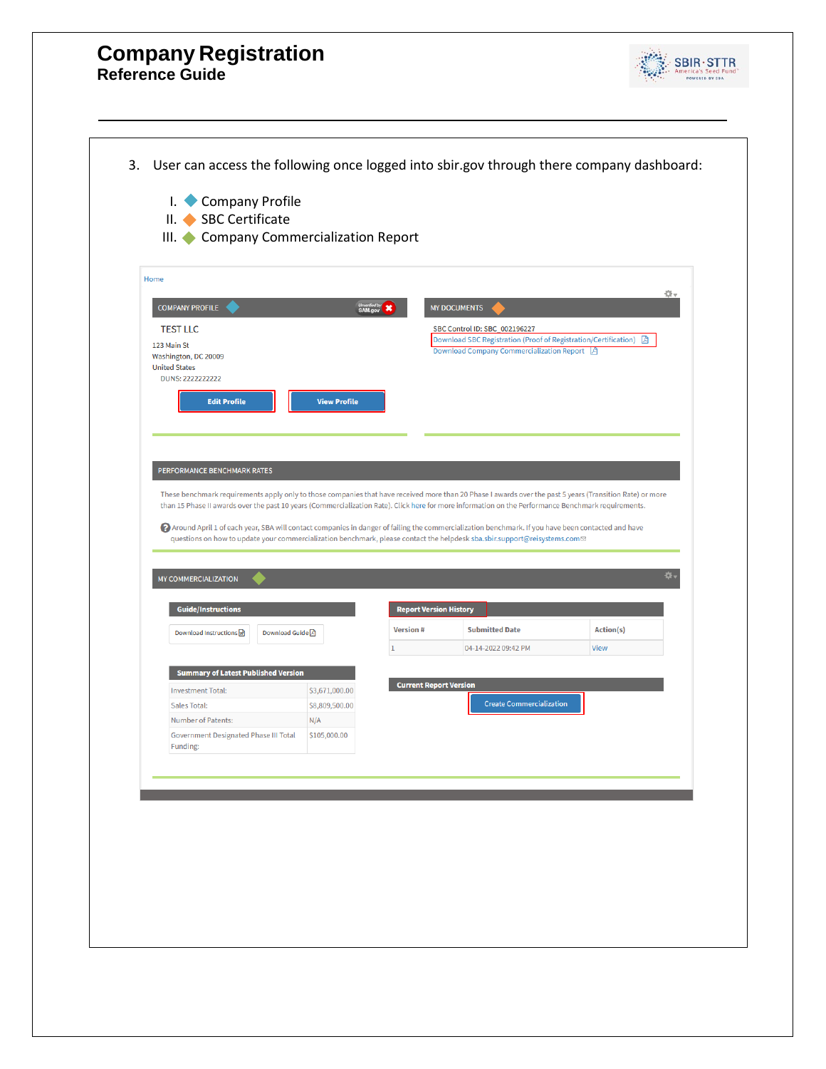3. User can access the following once logged into sbir.gov through there company dashboard:

   I. Company Profile
   II. SBC Certificate
   III. Company Commercialization Report

Home

COMPANY PROFILE

TEST LLC

123 Main St
Washington, DC 20009
United States
DUNS: 2222222222

Edit Profile | View Profile

MY DOCUMENTS

SBC Control ID: SBC_002196227
Download SBC Registration (Proof of Registration/Certification)
Download Company Commercialization Report

PERFORMANCE BENCHMARK RATES

These benchmark requirements apply only to those companies that have received more than 20 Phase I awards over the past 5 years (Transition Rate) or more than 15 Phase II awards over the past 10 years (Commercialization Rate). Click here for more information on the Performance Benchmark requirements.

Around April 1 of each year, SBA will contact companies in danger of failing the commercialization benchmark. If you have been contacted and have questions on how to update your commercialization benchmark, please contact the helpdesk sba.sbir.support@reisystems.com

MY COMMERCIALIZATION

**Guide/Instructions**

Download Instructions | Download Guide

**Summary of Latest Published Version**

| | |
|---|---|
| Investment Total: | $3,671,000.00 |
| Sales Total: | $8,809,500.00 |
| Number of Patents: | N/A |
| Government Designated Phase III Total Funding: | $105,000.00 |

**Report Version History**

| Version # | Submitted Date | Action(s) |
|---|---|---|
| 1 | 04-14-2022 09:42 PM | View |

**Current Report Version**

Create Commercialization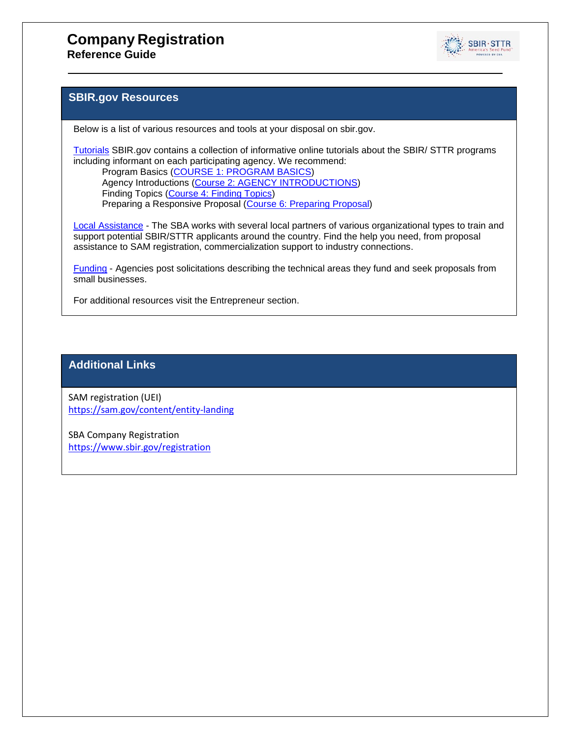# Company Registration
**Reference Guide**

## SBIR.gov Resources

Below is a list of various resources and tools at your disposal on sbir.gov.

Tutorials SBIR.gov contains a collection of informative online tutorials about the SBIR/ STTR programs including informant on each participating agency. We recommend:

- Program Basics (COURSE 1: PROGRAM BASICS)
- Agency Introductions (Course 2: AGENCY INTRODUCTIONS)
- Finding Topics (Course 4: Finding Topics)
- Preparing a Responsive Proposal (Course 6: Preparing Proposal)

Local Assistance - The SBA works with several local partners of various organizational types to train and support potential SBIR/STTR applicants around the country. Find the help you need, from proposal assistance to SAM registration, commercialization support to industry connections.

Funding - Agencies post solicitations describing the technical areas they fund and seek proposals from small businesses.

For additional resources visit the Entrepreneur section.

## Additional Links

SAM registration (UEI)
https://sam.gov/content/entity-landing

SBA Company Registration
https://www.sbir.gov/registration